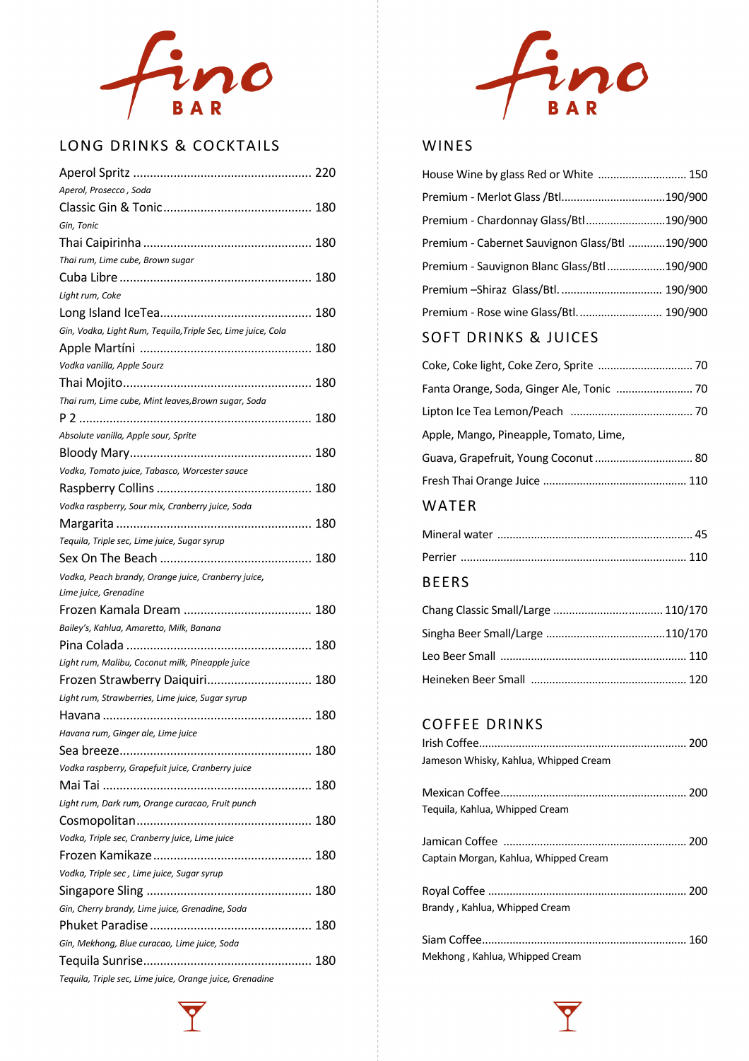# fino BAR

## LONG DRINKS & COCKTAILS

Aperol Spritz .................................................... 220
*Aperol, Prosecco , Soda*

Classic Gin & Tonic ........................................... 180
*Gin, Tonic*

Thai Caipirinha ................................................. 180
*Thai rum, Lime cube, Brown sugar*

Cuba Libre ........................................................ 180
*Light rum, Coke*

Long Island IceTea............................................. 180
*Gin, Vodka, Light Rum, Tequila,Triple Sec, Lime juice, Cola*

Apple Martíni .................................................. 180
*Vodka vanilla, Apple Sourz*

Thai Mojito........................................................ 180
*Thai rum, Lime cube, Mint leaves,Brown sugar, Soda*

P 2 ..................................................................... 180
*Absolute vanilla, Apple sour, Sprite*

Bloody Mary...................................................... 180
*Vodka, Tomato juice, Tabasco, Worcester sauce*

Raspberry Collins ............................................. 180
*Vodka raspberry, Sour mix, Cranberry juice, Soda*

Margarita .......................................................... 180
*Tequila, Triple sec, Lime juice, Sugar syrup*

Sex On The Beach ............................................ 180
*Vodka, Peach brandy, Orange juice, Cranberry juice, Lime juice, Grenadine*

Frozen Kamala Dream ...................................... 180
*Bailey's, Kahlua, Amaretto, Milk, Banana*

Pina Colada ...................................................... 180
*Light rum, Malibu, Coconut milk, Pineapple juice*

Frozen Strawberry Daiquiri............................... 180
*Light rum, Strawberries, Lime juice, Sugar syrup*

Havana ............................................................. 180
*Havana rum, Ginger ale, Lime juice*

Sea breeze........................................................ 180
*Vodka raspberry, Grapefuit juice, Cranberry juice*

Mai Tai ............................................................. 180
*Light rum, Dark rum, Orange curacao, Fruit punch*

Cosmopolitan.................................................... 180
*Vodka, Triple sec, Cranberry juice, Lime juice*

Frozen Kamikaze............................................... 180
*Vodka, Triple sec , Lime juice, Sugar syrup*

Singapore Sling ................................................ 180
*Gin, Cherry brandy, Lime juice, Grenadine, Soda*

Phuket Paradise ................................................ 180
*Gin, Mekhong, Blue curacao, Lime juice, Soda*

Tequila Sunrise................................................. 180
*Tequila, Triple sec, Lime juice, Orange juice, Grenadine*

# fino BAR

## WINES

House Wine by glass Red or White ............................ 150

Premium - Merlot Glass /Btl.................................190/900

Premium - Chardonnay Glass/Btl..........................190/900

Premium - Cabernet Sauvignon Glass/Btl ............190/900

Premium - Sauvignon Blanc Glass/Btl ..................190/900

Premium –Shiraz Glass/Btl. ................................. 190/900

Premium - Rose wine Glass/Btl. ........................... 190/900

## SOFT DRINKS & JUICES

Coke, Coke light, Coke Zero, Sprite ............................... 70

Fanta Orange, Soda, Ginger Ale, Tonic ......................... 70

Lipton Ice Tea Lemon/Peach ........................................ 70

Apple, Mango, Pineapple, Tomato, Lime,
Guava, Grapefruit, Young Coconut ................................ 80

Fresh Thai Orange Juice .............................................. 110

## WATER

Mineral water .............................................................. 45

Perrier ........................................................................ 110

## BEERS

Chang Classic Small/Large ................................... 110/170

Singha Beer Small/Large ......................................110/170

Leo Beer Small ............................................................ 110

Heineken Beer Small .................................................. 120

## COFFEE DRINKS

Irish Coffee.................................................................. 200
Jameson Whisky, Kahlua, Whipped Cream

Mexican Coffee............................................................ 200
Tequila, Kahlua, Whipped Cream

Jamican Coffee .......................................................... 200
Captain Morgan, Kahlua, Whipped Cream

Royal Coffee ............................................................... 200
Brandy , Kahlua, Whipped Cream

Siam Coffee................................................................. 160
Mekhong , Kahlua, Whipped Cream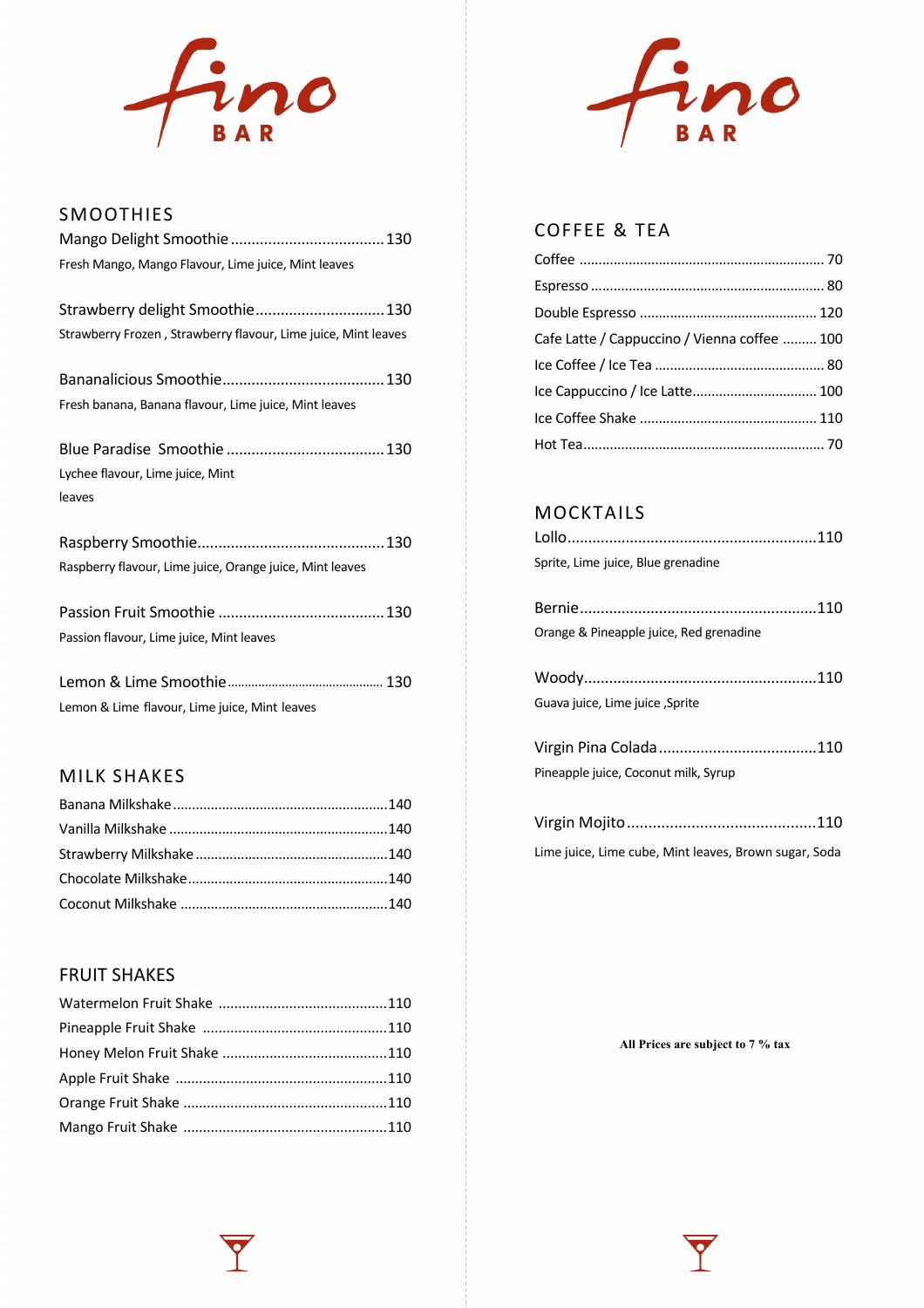# fino BAR

## SMOOTHIES

Mango Delight Smoothie ..................................... 130

Fresh Mango, Mango Flavour, Lime juice, Mint leaves

Strawberry delight Smoothie............................... 130

Strawberry Frozen , Strawberry flavour, Lime juice, Mint leaves

Bananalicious Smoothie...................................... 130

Fresh banana, Banana flavour, Lime juice, Mint leaves

Blue Paradise Smoothie ..................................... 130

Lychee flavour, Lime juice, Mint leaves

Raspberry Smoothie............................................ 130

Raspberry flavour, Lime juice, Orange juice, Mint leaves

Passion Fruit Smoothie ....................................... 130

Passion flavour, Lime juice, Mint leaves

Lemon & Lime Smoothie .............................................. 130

Lemon & Lime flavour, Lime juice, Mint leaves

## MILK SHAKES

Banana Milkshake........................................................140

Vanilla Milkshake .........................................................140

Strawberry Milkshake ..................................................140

Chocolate Milkshake....................................................140

Coconut Milkshake ......................................................140

## FRUIT SHAKES

Watermelon Fruit Shake ...........................................110

Pineapple Fruit Shake ...............................................110

Honey Melon Fruit Shake ..........................................110

Apple Fruit Shake ......................................................110

Orange Fruit Shake ....................................................110

Mango Fruit Shake ....................................................110

# fino BAR

## COFFEE & TEA

Coffee ................................................................. 70

Espresso ............................................................. 80

Double Espresso .............................................. 120

Cafe Latte / Cappuccino / Vienna coffee ......... 100

Ice Coffee / Ice Tea ............................................ 80

Ice Cappuccino / Ice Latte................................. 100

Ice Coffee Shake .............................................. 110

Hot Tea................................................................ 70

## MOCKTAILS

Lollo...........................................................110

Sprite, Lime juice, Blue grenadine

Bernie.........................................................110

Orange & Pineapple juice, Red grenadine

Woody.......................................................110

Guava juice, Lime juice ,Sprite

Virgin Pina Colada.....................................110

Pineapple juice, Coconut milk, Syrup

Virgin Mojito............................................110

Lime juice, Lime cube, Mint leaves, Brown sugar, Soda

**All Prices are subject to 7 % tax**